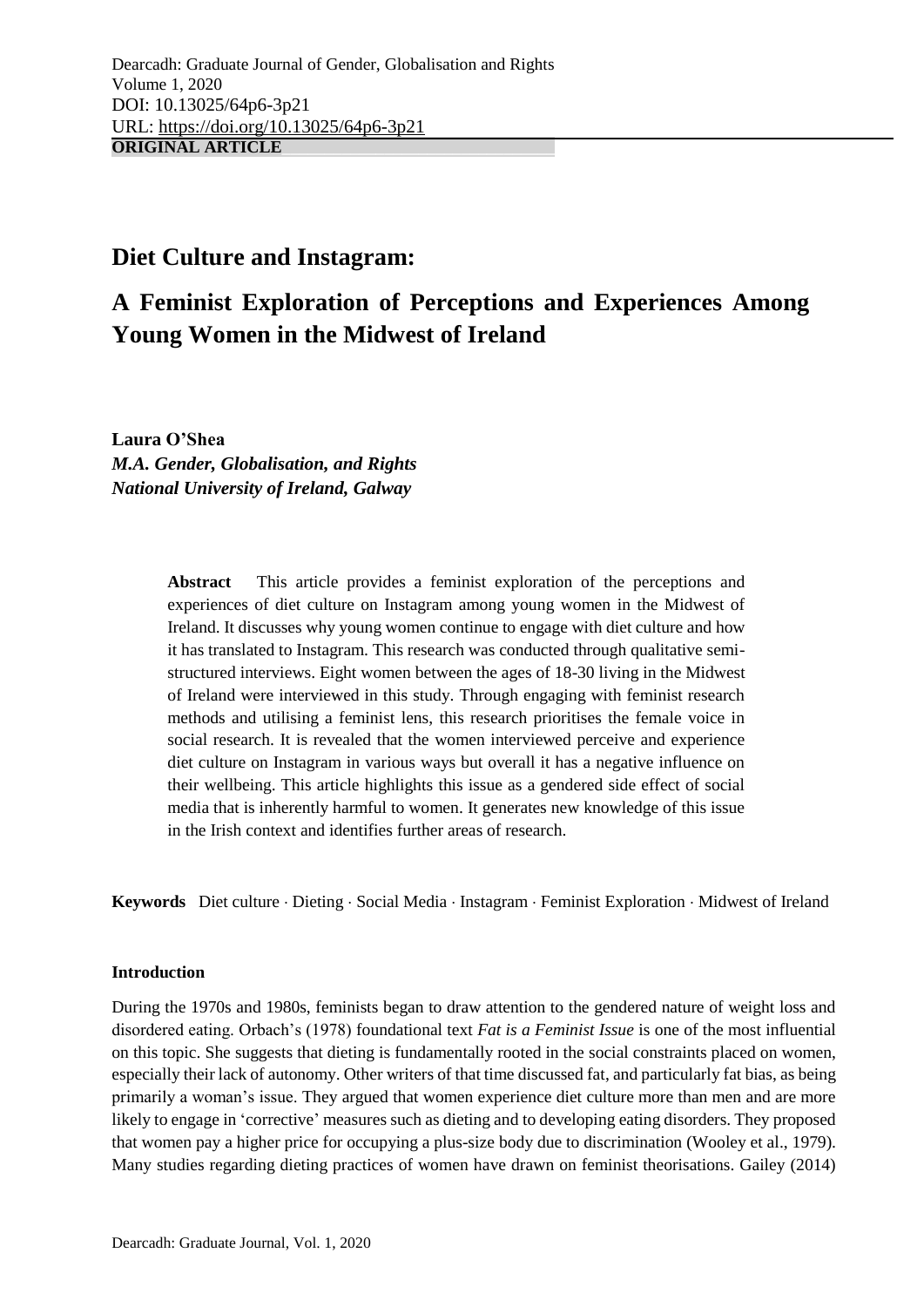Dearcadh: Graduate Journal of Gender, Globalisation and Rights
Volume 1, 2020
DOI: 10.13025/64p6-3p21
URL: https://doi.org/10.13025/64p6-3p21

**ORIGINAL ARTICLE**

# Diet Culture and Instagram:

# A Feminist Exploration of Perceptions and Experiences Among Young Women in the Midwest of Ireland

**Laura O'Shea**
***M.A. Gender, Globalisation, and Rights***
***National University of Ireland, Galway***

**Abstract** This article provides a feminist exploration of the perceptions and experiences of diet culture on Instagram among young women in the Midwest of Ireland. It discusses why young women continue to engage with diet culture and how it has translated to Instagram. This research was conducted through qualitative semi-structured interviews. Eight women between the ages of 18-30 living in the Midwest of Ireland were interviewed in this study. Through engaging with feminist research methods and utilising a feminist lens, this research prioritises the female voice in social research. It is revealed that the women interviewed perceive and experience diet culture on Instagram in various ways but overall it has a negative influence on their wellbeing. This article highlights this issue as a gendered side effect of social media that is inherently harmful to women. It generates new knowledge of this issue in the Irish context and identifies further areas of research.

**Keywords** Diet culture · Dieting · Social Media · Instagram · Feminist Exploration · Midwest of Ireland

### Introduction

During the 1970s and 1980s, feminists began to draw attention to the gendered nature of weight loss and disordered eating. Orbach's (1978) foundational text *Fat is a Feminist Issue* is one of the most influential on this topic. She suggests that dieting is fundamentally rooted in the social constraints placed on women, especially their lack of autonomy. Other writers of that time discussed fat, and particularly fat bias, as being primarily a woman's issue. They argued that women experience diet culture more than men and are more likely to engage in 'corrective' measures such as dieting and to developing eating disorders. They proposed that women pay a higher price for occupying a plus-size body due to discrimination (Wooley et al., 1979). Many studies regarding dieting practices of women have drawn on feminist theorisations. Gailey (2014)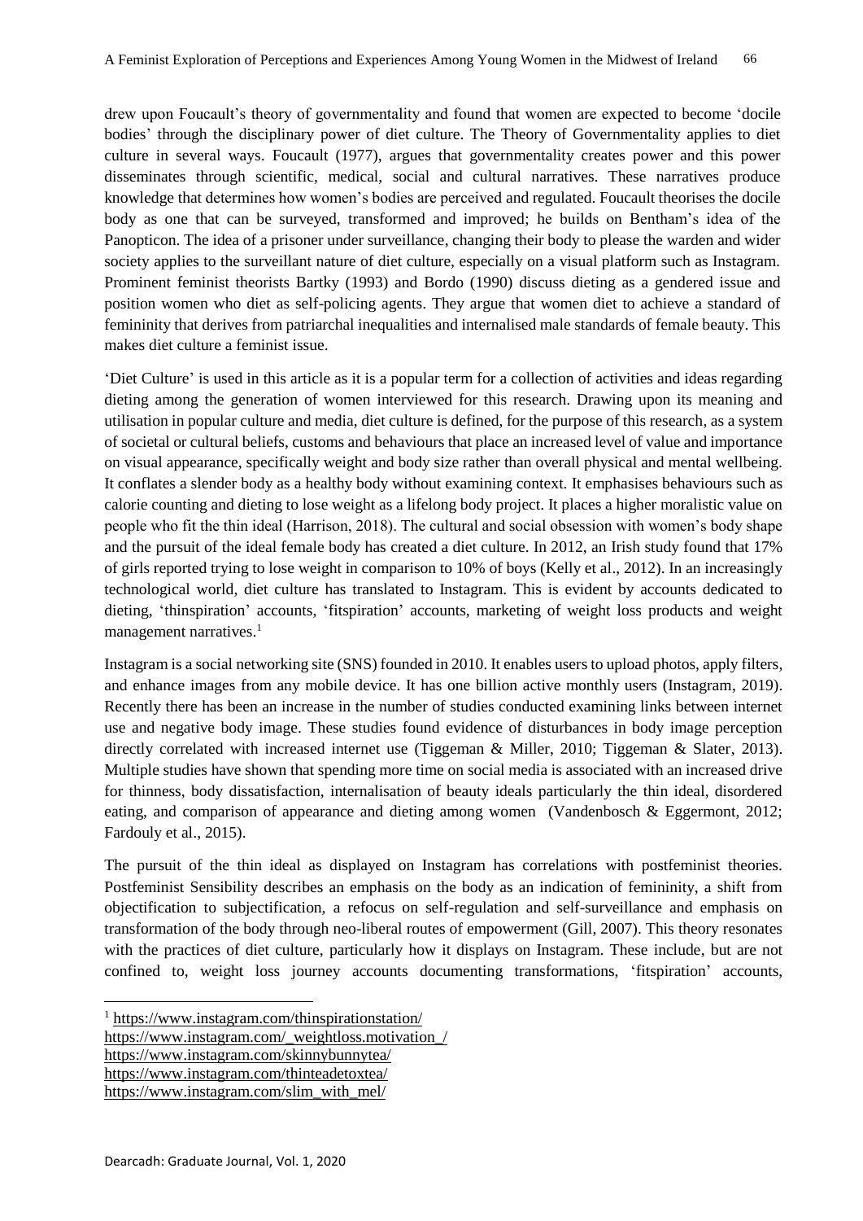drew upon Foucault's theory of governmentality and found that women are expected to become 'docile bodies' through the disciplinary power of diet culture. The Theory of Governmentality applies to diet culture in several ways. Foucault (1977), argues that governmentality creates power and this power disseminates through scientific, medical, social and cultural narratives. These narratives produce knowledge that determines how women's bodies are perceived and regulated. Foucault theorises the docile body as one that can be surveyed, transformed and improved; he builds on Bentham's idea of the Panopticon. The idea of a prisoner under surveillance, changing their body to please the warden and wider society applies to the surveillant nature of diet culture, especially on a visual platform such as Instagram. Prominent feminist theorists Bartky (1993) and Bordo (1990) discuss dieting as a gendered issue and position women who diet as self-policing agents. They argue that women diet to achieve a standard of femininity that derives from patriarchal inequalities and internalised male standards of female beauty. This makes diet culture a feminist issue.

'Diet Culture' is used in this article as it is a popular term for a collection of activities and ideas regarding dieting among the generation of women interviewed for this research. Drawing upon its meaning and utilisation in popular culture and media, diet culture is defined, for the purpose of this research, as a system of societal or cultural beliefs, customs and behaviours that place an increased level of value and importance on visual appearance, specifically weight and body size rather than overall physical and mental wellbeing. It conflates a slender body as a healthy body without examining context. It emphasises behaviours such as calorie counting and dieting to lose weight as a lifelong body project. It places a higher moralistic value on people who fit the thin ideal (Harrison, 2018). The cultural and social obsession with women's body shape and the pursuit of the ideal female body has created a diet culture. In 2012, an Irish study found that 17% of girls reported trying to lose weight in comparison to 10% of boys (Kelly et al., 2012). In an increasingly technological world, diet culture has translated to Instagram. This is evident by accounts dedicated to dieting, 'thinspiration' accounts, 'fitspiration' accounts, marketing of weight loss products and weight management narratives.[1]

Instagram is a social networking site (SNS) founded in 2010. It enables users to upload photos, apply filters, and enhance images from any mobile device. It has one billion active monthly users (Instagram, 2019). Recently there has been an increase in the number of studies conducted examining links between internet use and negative body image. These studies found evidence of disturbances in body image perception directly correlated with increased internet use (Tiggeman & Miller, 2010; Tiggeman & Slater, 2013). Multiple studies have shown that spending more time on social media is associated with an increased drive for thinness, body dissatisfaction, internalisation of beauty ideals particularly the thin ideal, disordered eating, and comparison of appearance and dieting among women (Vandenbosch & Eggermont, 2012; Fardouly et al., 2015).

The pursuit of the thin ideal as displayed on Instagram has correlations with postfeminist theories. Postfeminist Sensibility describes an emphasis on the body as an indication of femininity, a shift from objectification to subjectification, a refocus on self-regulation and self-surveillance and emphasis on transformation of the body through neo-liberal routes of empowerment (Gill, 2007). This theory resonates with the practices of diet culture, particularly how it displays on Instagram. These include, but are not confined to, weight loss journey accounts documenting transformations, 'fitspiration' accounts,

---

[1] https://www.instagram.com/thinspirationstation/
https://www.instagram.com/_weightloss.motivation_/
https://www.instagram.com/skinnybunnytea/
https://www.instagram.com/thinteadetoxtea/
https://www.instagram.com/slim_with_mel/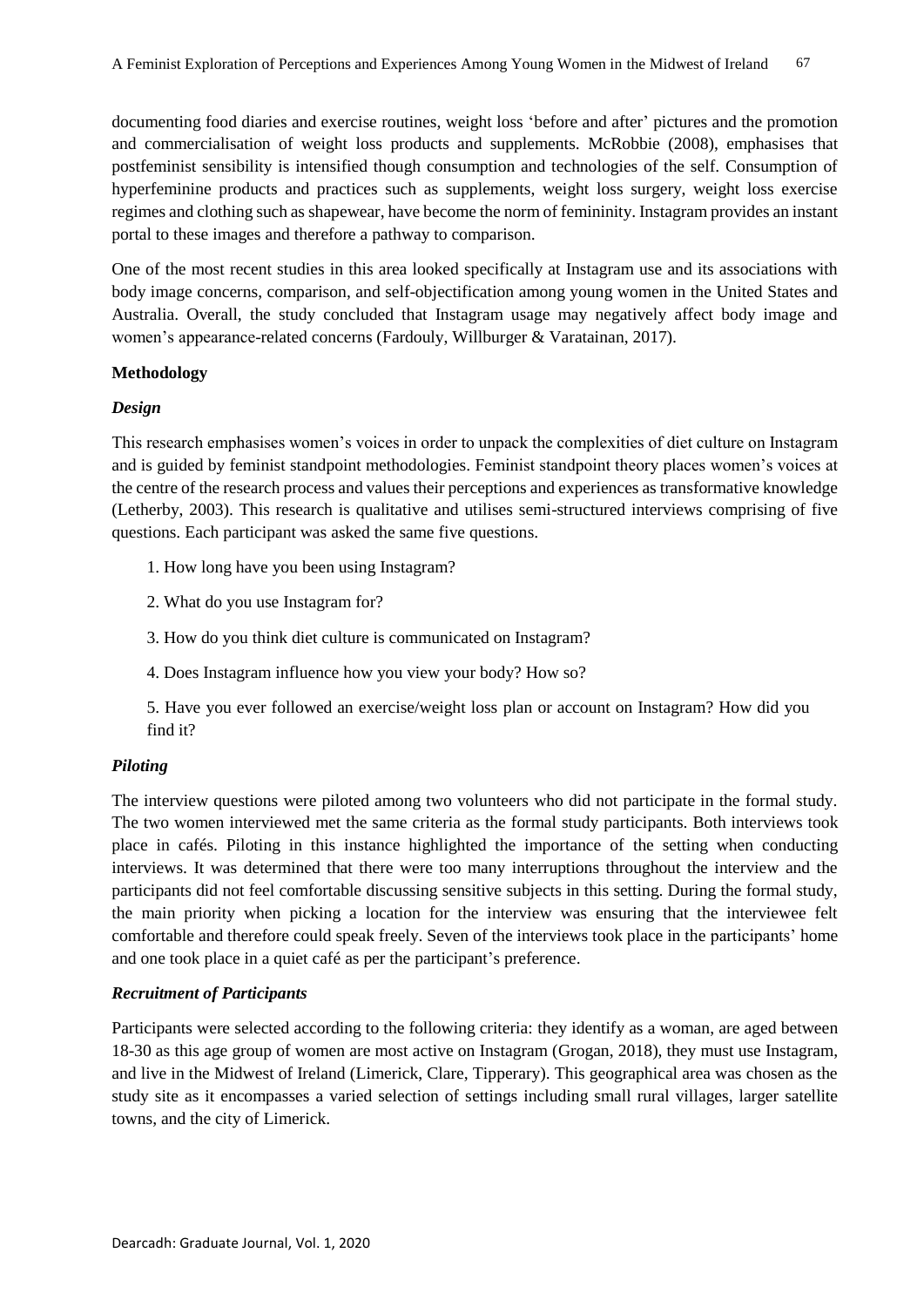documenting food diaries and exercise routines, weight loss 'before and after' pictures and the promotion and commercialisation of weight loss products and supplements. McRobbie (2008), emphasises that postfeminist sensibility is intensified though consumption and technologies of the self. Consumption of hyperfeminine products and practices such as supplements, weight loss surgery, weight loss exercise regimes and clothing such as shapewear, have become the norm of femininity. Instagram provides an instant portal to these images and therefore a pathway to comparison.

One of the most recent studies in this area looked specifically at Instagram use and its associations with body image concerns, comparison, and self-objectification among young women in the United States and Australia. Overall, the study concluded that Instagram usage may negatively affect body image and women's appearance-related concerns (Fardouly, Willburger & Varatainan, 2017).

## Methodology

### *Design*

This research emphasises women's voices in order to unpack the complexities of diet culture on Instagram and is guided by feminist standpoint methodologies. Feminist standpoint theory places women's voices at the centre of the research process and values their perceptions and experiences as transformative knowledge (Letherby, 2003). This research is qualitative and utilises semi-structured interviews comprising of five questions. Each participant was asked the same five questions.

1. How long have you been using Instagram?
2. What do you use Instagram for?
3. How do you think diet culture is communicated on Instagram?
4. Does Instagram influence how you view your body? How so?
5. Have you ever followed an exercise/weight loss plan or account on Instagram? How did you find it?

### *Piloting*

The interview questions were piloted among two volunteers who did not participate in the formal study. The two women interviewed met the same criteria as the formal study participants. Both interviews took place in cafés. Piloting in this instance highlighted the importance of the setting when conducting interviews. It was determined that there were too many interruptions throughout the interview and the participants did not feel comfortable discussing sensitive subjects in this setting. During the formal study, the main priority when picking a location for the interview was ensuring that the interviewee felt comfortable and therefore could speak freely. Seven of the interviews took place in the participants' home and one took place in a quiet café as per the participant's preference.

### *Recruitment of Participants*

Participants were selected according to the following criteria: they identify as a woman, are aged between 18-30 as this age group of women are most active on Instagram (Grogan, 2018), they must use Instagram, and live in the Midwest of Ireland (Limerick, Clare, Tipperary). This geographical area was chosen as the study site as it encompasses a varied selection of settings including small rural villages, larger satellite towns, and the city of Limerick.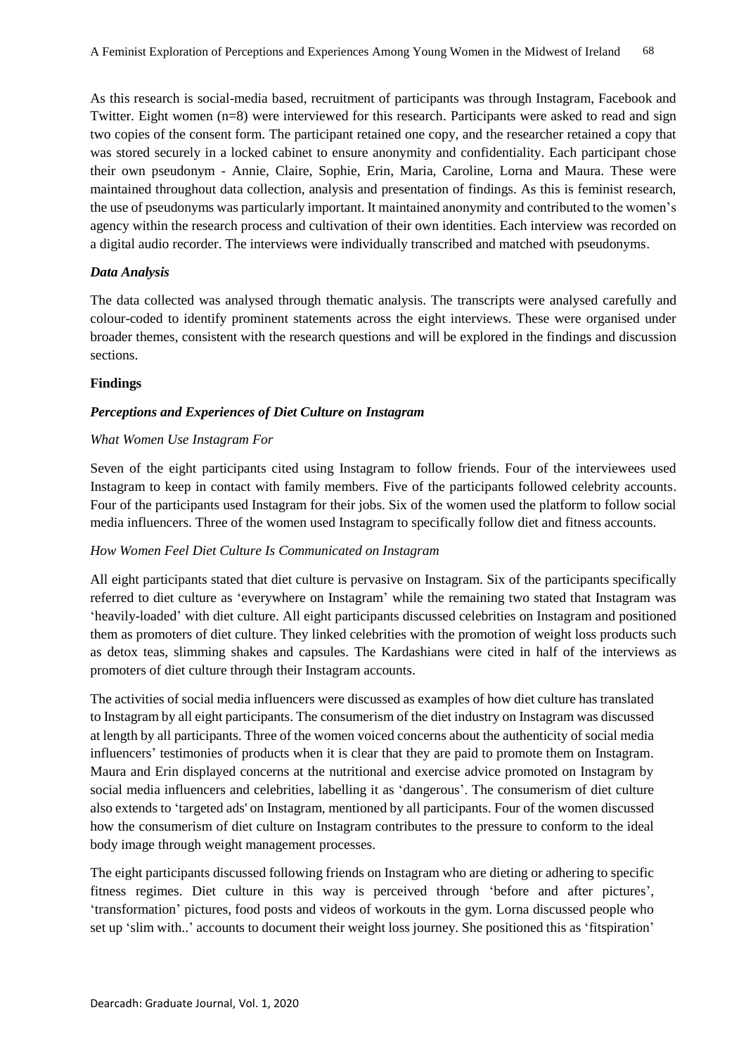As this research is social-media based, recruitment of participants was through Instagram, Facebook and Twitter. Eight women (n=8) were interviewed for this research. Participants were asked to read and sign two copies of the consent form. The participant retained one copy, and the researcher retained a copy that was stored securely in a locked cabinet to ensure anonymity and confidentiality. Each participant chose their own pseudonym - Annie, Claire, Sophie, Erin, Maria, Caroline, Lorna and Maura. These were maintained throughout data collection, analysis and presentation of findings. As this is feminist research, the use of pseudonyms was particularly important. It maintained anonymity and contributed to the women's agency within the research process and cultivation of their own identities. Each interview was recorded on a digital audio recorder. The interviews were individually transcribed and matched with pseudonyms.

### *Data Analysis*

The data collected was analysed through thematic analysis. The transcripts were analysed carefully and colour-coded to identify prominent statements across the eight interviews. These were organised under broader themes, consistent with the research questions and will be explored in the findings and discussion sections.

## **Findings**

### *Perceptions and Experiences of Diet Culture on Instagram*

#### *What Women Use Instagram For*

Seven of the eight participants cited using Instagram to follow friends. Four of the interviewees used Instagram to keep in contact with family members. Five of the participants followed celebrity accounts. Four of the participants used Instagram for their jobs. Six of the women used the platform to follow social media influencers. Three of the women used Instagram to specifically follow diet and fitness accounts.

#### *How Women Feel Diet Culture Is Communicated on Instagram*

All eight participants stated that diet culture is pervasive on Instagram. Six of the participants specifically referred to diet culture as 'everywhere on Instagram' while the remaining two stated that Instagram was 'heavily-loaded' with diet culture. All eight participants discussed celebrities on Instagram and positioned them as promoters of diet culture. They linked celebrities with the promotion of weight loss products such as detox teas, slimming shakes and capsules. The Kardashians were cited in half of the interviews as promoters of diet culture through their Instagram accounts.

The activities of social media influencers were discussed as examples of how diet culture has translated to Instagram by all eight participants. The consumerism of the diet industry on Instagram was discussed at length by all participants. Three of the women voiced concerns about the authenticity of social media influencers' testimonies of products when it is clear that they are paid to promote them on Instagram. Maura and Erin displayed concerns at the nutritional and exercise advice promoted on Instagram by social media influencers and celebrities, labelling it as 'dangerous'. The consumerism of diet culture also extends to 'targeted ads' on Instagram, mentioned by all participants. Four of the women discussed how the consumerism of diet culture on Instagram contributes to the pressure to conform to the ideal body image through weight management processes.

The eight participants discussed following friends on Instagram who are dieting or adhering to specific fitness regimes. Diet culture in this way is perceived through 'before and after pictures', 'transformation' pictures, food posts and videos of workouts in the gym. Lorna discussed people who set up 'slim with..' accounts to document their weight loss journey. She positioned this as 'fitspiration'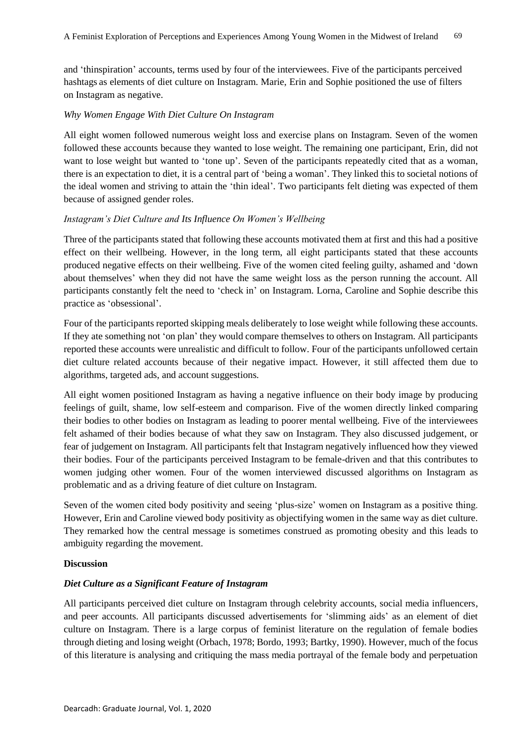and 'thinspiration' accounts, terms used by four of the interviewees. Five of the participants perceived hashtags as elements of diet culture on Instagram. Marie, Erin and Sophie positioned the use of filters on Instagram as negative.

*Why Women Engage With Diet Culture On Instagram*

All eight women followed numerous weight loss and exercise plans on Instagram. Seven of the women followed these accounts because they wanted to lose weight. The remaining one participant, Erin, did not want to lose weight but wanted to 'tone up'. Seven of the participants repeatedly cited that as a woman, there is an expectation to diet, it is a central part of 'being a woman'. They linked this to societal notions of the ideal women and striving to attain the 'thin ideal'. Two participants felt dieting was expected of them because of assigned gender roles.

*Instagram's Diet Culture and Its Influence On Women's Wellbeing*

Three of the participants stated that following these accounts motivated them at first and this had a positive effect on their wellbeing. However, in the long term, all eight participants stated that these accounts produced negative effects on their wellbeing. Five of the women cited feeling guilty, ashamed and 'down about themselves' when they did not have the same weight loss as the person running the account. All participants constantly felt the need to 'check in' on Instagram. Lorna, Caroline and Sophie describe this practice as 'obsessional'.

Four of the participants reported skipping meals deliberately to lose weight while following these accounts. If they ate something not 'on plan' they would compare themselves to others on Instagram. All participants reported these accounts were unrealistic and difficult to follow. Four of the participants unfollowed certain diet culture related accounts because of their negative impact. However, it still affected them due to algorithms, targeted ads, and account suggestions.

All eight women positioned Instagram as having a negative influence on their body image by producing feelings of guilt, shame, low self-esteem and comparison. Five of the women directly linked comparing their bodies to other bodies on Instagram as leading to poorer mental wellbeing. Five of the interviewees felt ashamed of their bodies because of what they saw on Instagram. They also discussed judgement, or fear of judgement on Instagram. All participants felt that Instagram negatively influenced how they viewed their bodies. Four of the participants perceived Instagram to be female-driven and that this contributes to women judging other women. Four of the women interviewed discussed algorithms on Instagram as problematic and as a driving feature of diet culture on Instagram.

Seven of the women cited body positivity and seeing 'plus-size' women on Instagram as a positive thing. However, Erin and Caroline viewed body positivity as objectifying women in the same way as diet culture. They remarked how the central message is sometimes construed as promoting obesity and this leads to ambiguity regarding the movement.

**Discussion**

***Diet Culture as a Significant Feature of Instagram***

All participants perceived diet culture on Instagram through celebrity accounts, social media influencers, and peer accounts. All participants discussed advertisements for 'slimming aids' as an element of diet culture on Instagram. There is a large corpus of feminist literature on the regulation of female bodies through dieting and losing weight (Orbach, 1978; Bordo, 1993; Bartky, 1990). However, much of the focus of this literature is analysing and critiquing the mass media portrayal of the female body and perpetuation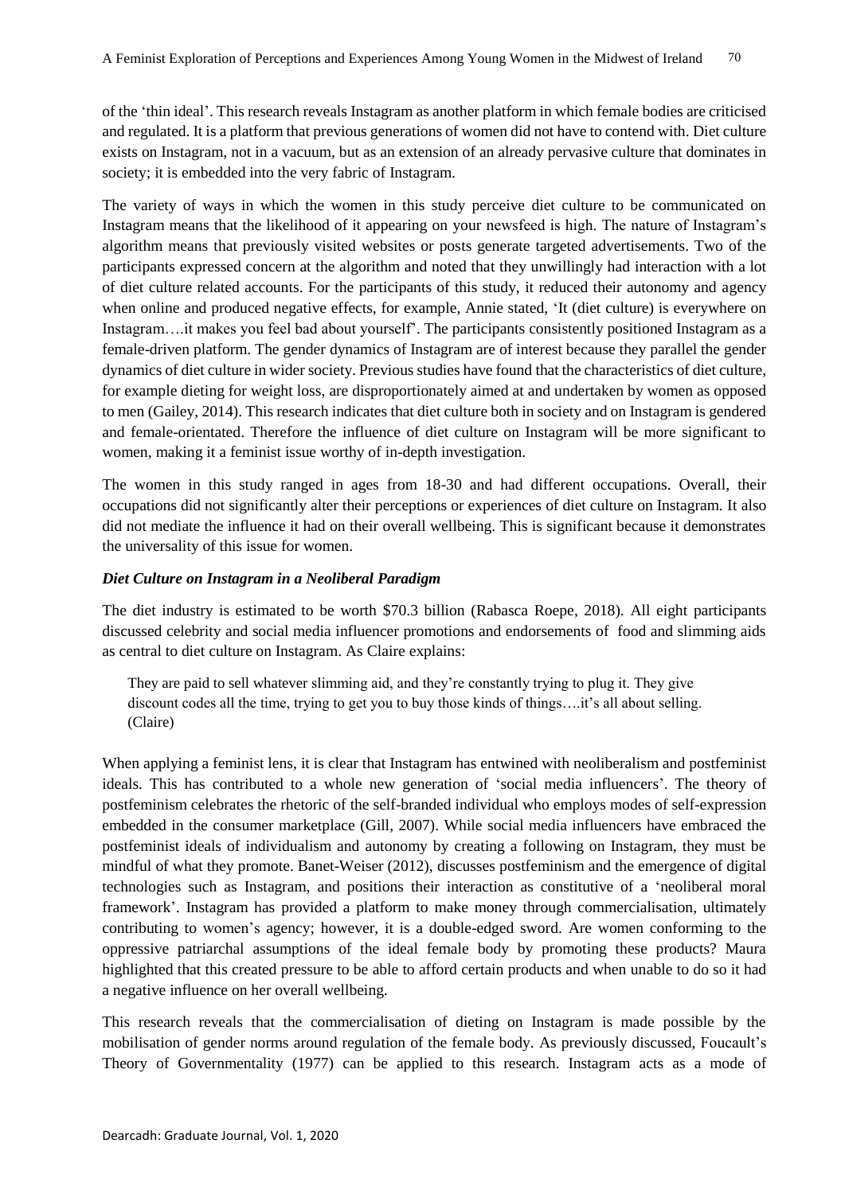of the 'thin ideal'. This research reveals Instagram as another platform in which female bodies are criticised and regulated. It is a platform that previous generations of women did not have to contend with. Diet culture exists on Instagram, not in a vacuum, but as an extension of an already pervasive culture that dominates in society; it is embedded into the very fabric of Instagram.

The variety of ways in which the women in this study perceive diet culture to be communicated on Instagram means that the likelihood of it appearing on your newsfeed is high. The nature of Instagram's algorithm means that previously visited websites or posts generate targeted advertisements. Two of the participants expressed concern at the algorithm and noted that they unwillingly had interaction with a lot of diet culture related accounts. For the participants of this study, it reduced their autonomy and agency when online and produced negative effects, for example, Annie stated, 'It (diet culture) is everywhere on Instagram….it makes you feel bad about yourself'. The participants consistently positioned Instagram as a female-driven platform. The gender dynamics of Instagram are of interest because they parallel the gender dynamics of diet culture in wider society. Previous studies have found that the characteristics of diet culture, for example dieting for weight loss, are disproportionately aimed at and undertaken by women as opposed to men (Gailey, 2014). This research indicates that diet culture both in society and on Instagram is gendered and female-orientated. Therefore the influence of diet culture on Instagram will be more significant to women, making it a feminist issue worthy of in-depth investigation.

The women in this study ranged in ages from 18-30 and had different occupations. Overall, their occupations did not significantly alter their perceptions or experiences of diet culture on Instagram. It also did not mediate the influence it had on their overall wellbeing. This is significant because it demonstrates the universality of this issue for women.

### *Diet Culture on Instagram in a Neoliberal Paradigm*

The diet industry is estimated to be worth $70.3 billion (Rabasca Roepe, 2018). All eight participants discussed celebrity and social media influencer promotions and endorsements of food and slimming aids as central to diet culture on Instagram. As Claire explains:

> They are paid to sell whatever slimming aid, and they're constantly trying to plug it. They give discount codes all the time, trying to get you to buy those kinds of things….it's all about selling. (Claire)

When applying a feminist lens, it is clear that Instagram has entwined with neoliberalism and postfeminist ideals. This has contributed to a whole new generation of 'social media influencers'. The theory of postfeminism celebrates the rhetoric of the self-branded individual who employs modes of self-expression embedded in the consumer marketplace (Gill, 2007). While social media influencers have embraced the postfeminist ideals of individualism and autonomy by creating a following on Instagram, they must be mindful of what they promote. Banet-Weiser (2012), discusses postfeminism and the emergence of digital technologies such as Instagram, and positions their interaction as constitutive of a 'neoliberal moral framework'. Instagram has provided a platform to make money through commercialisation, ultimately contributing to women's agency; however, it is a double-edged sword. Are women conforming to the oppressive patriarchal assumptions of the ideal female body by promoting these products? Maura highlighted that this created pressure to be able to afford certain products and when unable to do so it had a negative influence on her overall wellbeing.

This research reveals that the commercialisation of dieting on Instagram is made possible by the mobilisation of gender norms around regulation of the female body. As previously discussed, Foucault's Theory of Governmentality (1977) can be applied to this research. Instagram acts as a mode of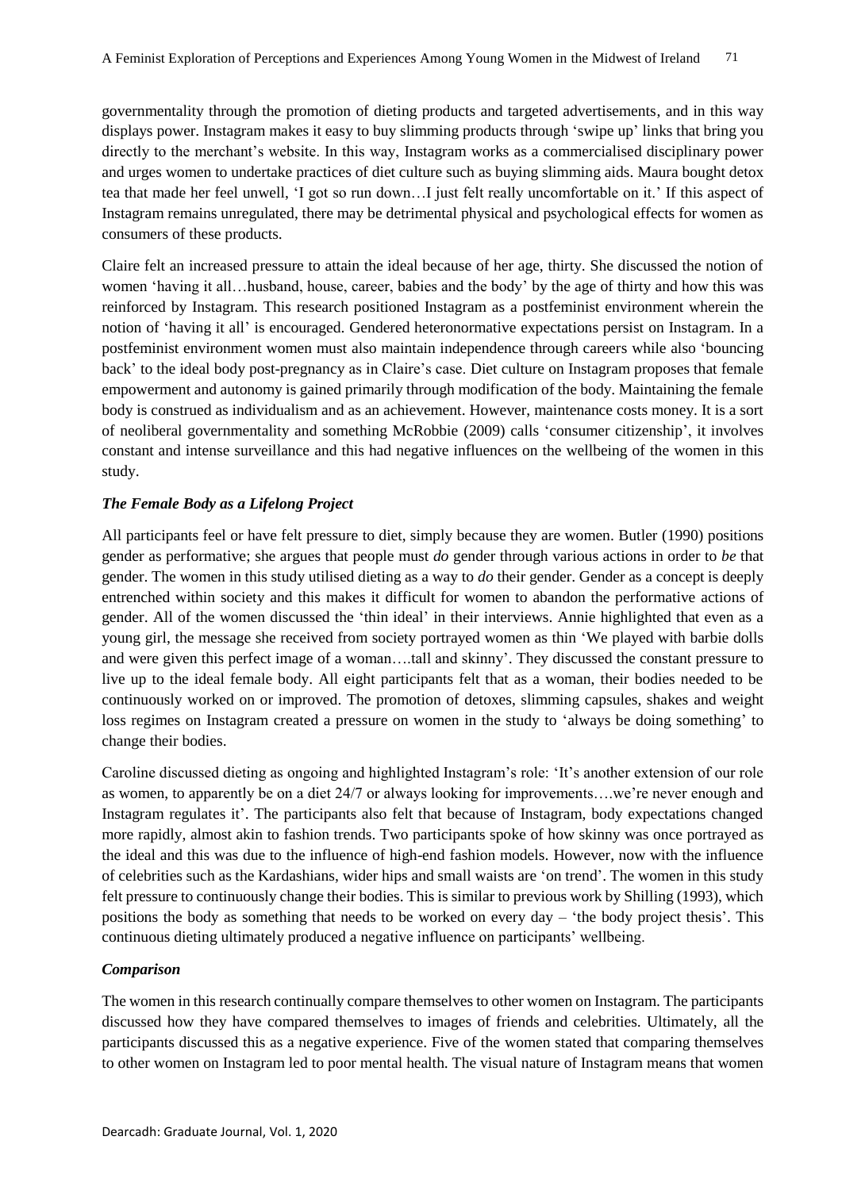governmentality through the promotion of dieting products and targeted advertisements, and in this way displays power. Instagram makes it easy to buy slimming products through 'swipe up' links that bring you directly to the merchant's website. In this way, Instagram works as a commercialised disciplinary power and urges women to undertake practices of diet culture such as buying slimming aids. Maura bought detox tea that made her feel unwell, 'I got so run down…I just felt really uncomfortable on it.' If this aspect of Instagram remains unregulated, there may be detrimental physical and psychological effects for women as consumers of these products.

Claire felt an increased pressure to attain the ideal because of her age, thirty. She discussed the notion of women 'having it all…husband, house, career, babies and the body' by the age of thirty and how this was reinforced by Instagram. This research positioned Instagram as a postfeminist environment wherein the notion of 'having it all' is encouraged. Gendered heteronormative expectations persist on Instagram. In a postfeminist environment women must also maintain independence through careers while also 'bouncing back' to the ideal body post-pregnancy as in Claire's case. Diet culture on Instagram proposes that female empowerment and autonomy is gained primarily through modification of the body. Maintaining the female body is construed as individualism and as an achievement. However, maintenance costs money. It is a sort of neoliberal governmentality and something McRobbie (2009) calls 'consumer citizenship', it involves constant and intense surveillance and this had negative influences on the wellbeing of the women in this study.

### *The Female Body as a Lifelong Project*

All participants feel or have felt pressure to diet, simply because they are women. Butler (1990) positions gender as performative; she argues that people must *do* gender through various actions in order to *be* that gender. The women in this study utilised dieting as a way to *do* their gender. Gender as a concept is deeply entrenched within society and this makes it difficult for women to abandon the performative actions of gender. All of the women discussed the 'thin ideal' in their interviews. Annie highlighted that even as a young girl, the message she received from society portrayed women as thin 'We played with barbie dolls and were given this perfect image of a woman….tall and skinny'. They discussed the constant pressure to live up to the ideal female body. All eight participants felt that as a woman, their bodies needed to be continuously worked on or improved. The promotion of detoxes, slimming capsules, shakes and weight loss regimes on Instagram created a pressure on women in the study to 'always be doing something' to change their bodies.

Caroline discussed dieting as ongoing and highlighted Instagram's role: 'It's another extension of our role as women, to apparently be on a diet 24/7 or always looking for improvements….we're never enough and Instagram regulates it'. The participants also felt that because of Instagram, body expectations changed more rapidly, almost akin to fashion trends. Two participants spoke of how skinny was once portrayed as the ideal and this was due to the influence of high-end fashion models. However, now with the influence of celebrities such as the Kardashians, wider hips and small waists are 'on trend'. The women in this study felt pressure to continuously change their bodies. This is similar to previous work by Shilling (1993), which positions the body as something that needs to be worked on every day – 'the body project thesis'. This continuous dieting ultimately produced a negative influence on participants' wellbeing.

### *Comparison*

The women in this research continually compare themselves to other women on Instagram. The participants discussed how they have compared themselves to images of friends and celebrities. Ultimately, all the participants discussed this as a negative experience. Five of the women stated that comparing themselves to other women on Instagram led to poor mental health. The visual nature of Instagram means that women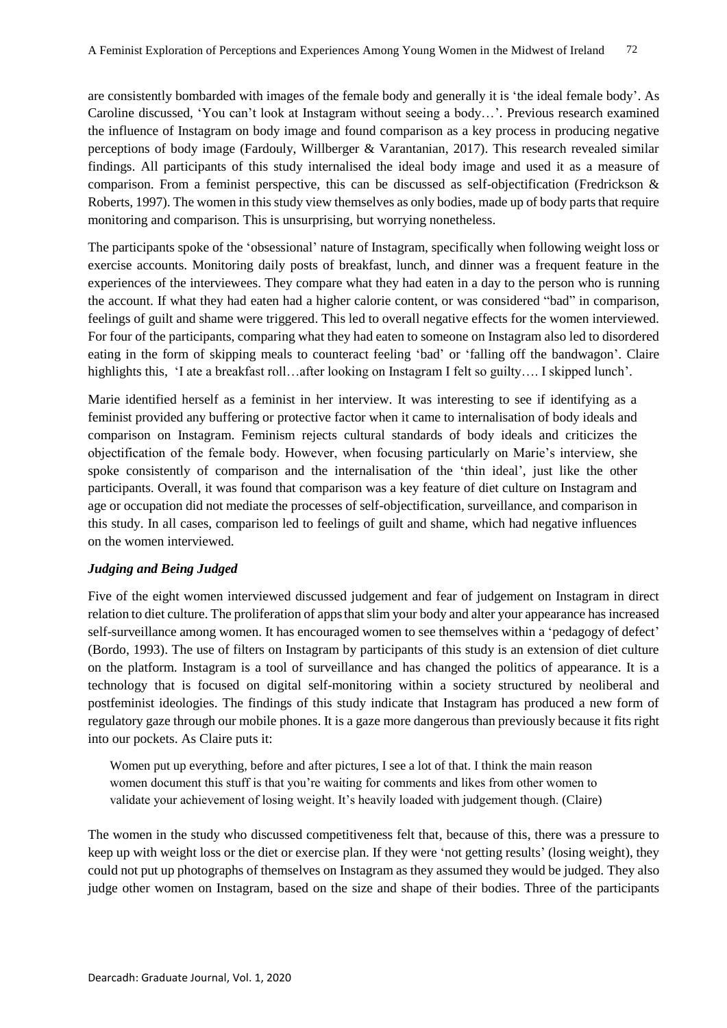are consistently bombarded with images of the female body and generally it is 'the ideal female body'. As Caroline discussed, 'You can't look at Instagram without seeing a body…'. Previous research examined the influence of Instagram on body image and found comparison as a key process in producing negative perceptions of body image (Fardouly, Willberger & Varantanian, 2017). This research revealed similar findings. All participants of this study internalised the ideal body image and used it as a measure of comparison. From a feminist perspective, this can be discussed as self-objectification (Fredrickson & Roberts, 1997). The women in this study view themselves as only bodies, made up of body parts that require monitoring and comparison. This is unsurprising, but worrying nonetheless.

The participants spoke of the 'obsessional' nature of Instagram, specifically when following weight loss or exercise accounts. Monitoring daily posts of breakfast, lunch, and dinner was a frequent feature in the experiences of the interviewees. They compare what they had eaten in a day to the person who is running the account. If what they had eaten had a higher calorie content, or was considered "bad" in comparison, feelings of guilt and shame were triggered. This led to overall negative effects for the women interviewed. For four of the participants, comparing what they had eaten to someone on Instagram also led to disordered eating in the form of skipping meals to counteract feeling 'bad' or 'falling off the bandwagon'. Claire highlights this, 'I ate a breakfast roll…after looking on Instagram I felt so guilty…. I skipped lunch'.

Marie identified herself as a feminist in her interview. It was interesting to see if identifying as a feminist provided any buffering or protective factor when it came to internalisation of body ideals and comparison on Instagram. Feminism rejects cultural standards of body ideals and criticizes the objectification of the female body. However, when focusing particularly on Marie's interview, she spoke consistently of comparison and the internalisation of the 'thin ideal', just like the other participants. Overall, it was found that comparison was a key feature of diet culture on Instagram and age or occupation did not mediate the processes of self-objectification, surveillance, and comparison in this study. In all cases, comparison led to feelings of guilt and shame, which had negative influences on the women interviewed.

### *Judging and Being Judged*

Five of the eight women interviewed discussed judgement and fear of judgement on Instagram in direct relation to diet culture. The proliferation of apps that slim your body and alter your appearance has increased self-surveillance among women. It has encouraged women to see themselves within a 'pedagogy of defect' (Bordo, 1993). The use of filters on Instagram by participants of this study is an extension of diet culture on the platform. Instagram is a tool of surveillance and has changed the politics of appearance. It is a technology that is focused on digital self-monitoring within a society structured by neoliberal and postfeminist ideologies. The findings of this study indicate that Instagram has produced a new form of regulatory gaze through our mobile phones. It is a gaze more dangerous than previously because it fits right into our pockets. As Claire puts it:

> Women put up everything, before and after pictures, I see a lot of that. I think the main reason women document this stuff is that you're waiting for comments and likes from other women to validate your achievement of losing weight. It's heavily loaded with judgement though. (Claire)

The women in the study who discussed competitiveness felt that, because of this, there was a pressure to keep up with weight loss or the diet or exercise plan. If they were 'not getting results' (losing weight), they could not put up photographs of themselves on Instagram as they assumed they would be judged. They also judge other women on Instagram, based on the size and shape of their bodies. Three of the participants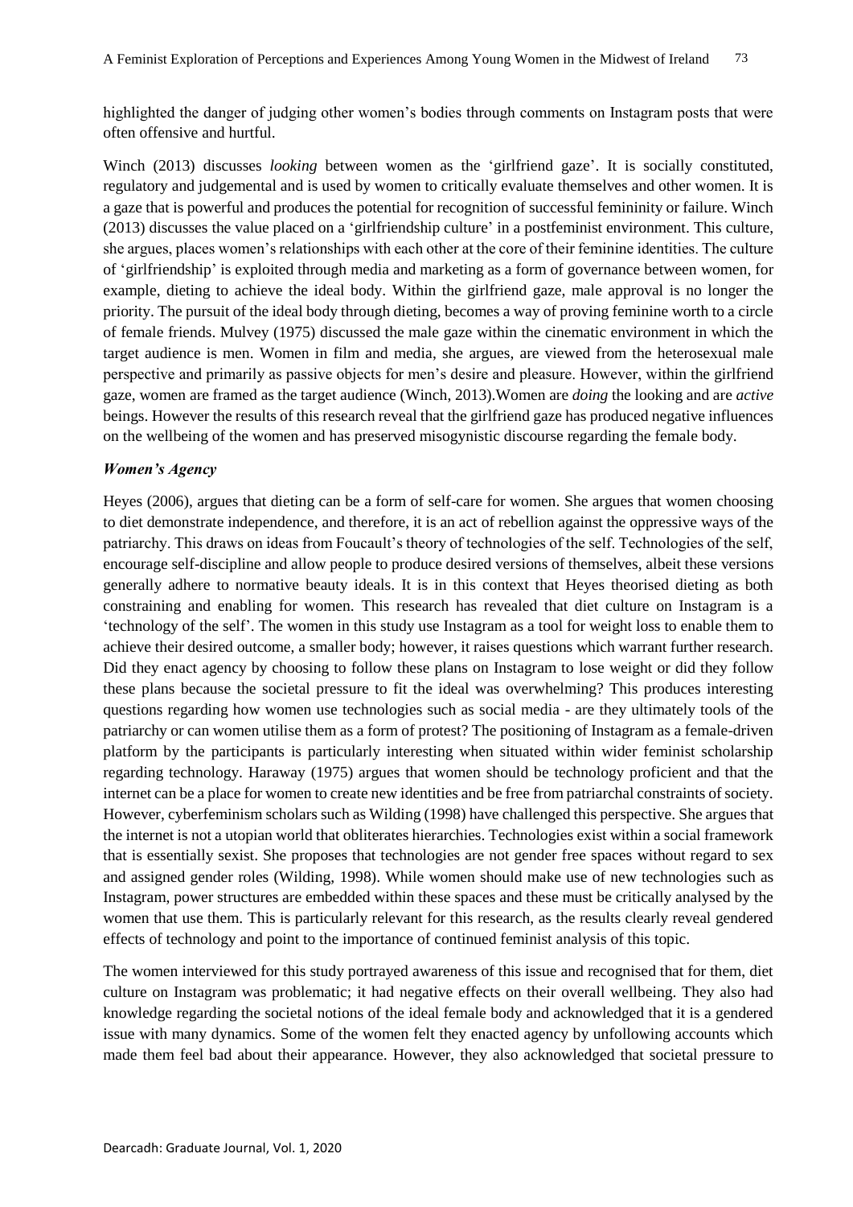highlighted the danger of judging other women's bodies through comments on Instagram posts that were often offensive and hurtful.

Winch (2013) discusses *looking* between women as the 'girlfriend gaze'. It is socially constituted, regulatory and judgemental and is used by women to critically evaluate themselves and other women. It is a gaze that is powerful and produces the potential for recognition of successful femininity or failure. Winch (2013) discusses the value placed on a 'girlfriendship culture' in a postfeminist environment. This culture, she argues, places women's relationships with each other at the core of their feminine identities. The culture of 'girlfriendship' is exploited through media and marketing as a form of governance between women, for example, dieting to achieve the ideal body. Within the girlfriend gaze, male approval is no longer the priority. The pursuit of the ideal body through dieting, becomes a way of proving feminine worth to a circle of female friends. Mulvey (1975) discussed the male gaze within the cinematic environment in which the target audience is men. Women in film and media, she argues, are viewed from the heterosexual male perspective and primarily as passive objects for men's desire and pleasure. However, within the girlfriend gaze, women are framed as the target audience (Winch, 2013).Women are *doing* the looking and are *active* beings. However the results of this research reveal that the girlfriend gaze has produced negative influences on the wellbeing of the women and has preserved misogynistic discourse regarding the female body.

### *Women's Agency*

Heyes (2006), argues that dieting can be a form of self-care for women. She argues that women choosing to diet demonstrate independence, and therefore, it is an act of rebellion against the oppressive ways of the patriarchy. This draws on ideas from Foucault's theory of technologies of the self. Technologies of the self, encourage self-discipline and allow people to produce desired versions of themselves, albeit these versions generally adhere to normative beauty ideals. It is in this context that Heyes theorised dieting as both constraining and enabling for women. This research has revealed that diet culture on Instagram is a 'technology of the self'. The women in this study use Instagram as a tool for weight loss to enable them to achieve their desired outcome, a smaller body; however, it raises questions which warrant further research. Did they enact agency by choosing to follow these plans on Instagram to lose weight or did they follow these plans because the societal pressure to fit the ideal was overwhelming? This produces interesting questions regarding how women use technologies such as social media - are they ultimately tools of the patriarchy or can women utilise them as a form of protest? The positioning of Instagram as a female-driven platform by the participants is particularly interesting when situated within wider feminist scholarship regarding technology. Haraway (1975) argues that women should be technology proficient and that the internet can be a place for women to create new identities and be free from patriarchal constraints of society. However, cyberfeminism scholars such as Wilding (1998) have challenged this perspective. She argues that the internet is not a utopian world that obliterates hierarchies. Technologies exist within a social framework that is essentially sexist. She proposes that technologies are not gender free spaces without regard to sex and assigned gender roles (Wilding, 1998). While women should make use of new technologies such as Instagram, power structures are embedded within these spaces and these must be critically analysed by the women that use them. This is particularly relevant for this research, as the results clearly reveal gendered effects of technology and point to the importance of continued feminist analysis of this topic.

The women interviewed for this study portrayed awareness of this issue and recognised that for them, diet culture on Instagram was problematic; it had negative effects on their overall wellbeing. They also had knowledge regarding the societal notions of the ideal female body and acknowledged that it is a gendered issue with many dynamics. Some of the women felt they enacted agency by unfollowing accounts which made them feel bad about their appearance. However, they also acknowledged that societal pressure to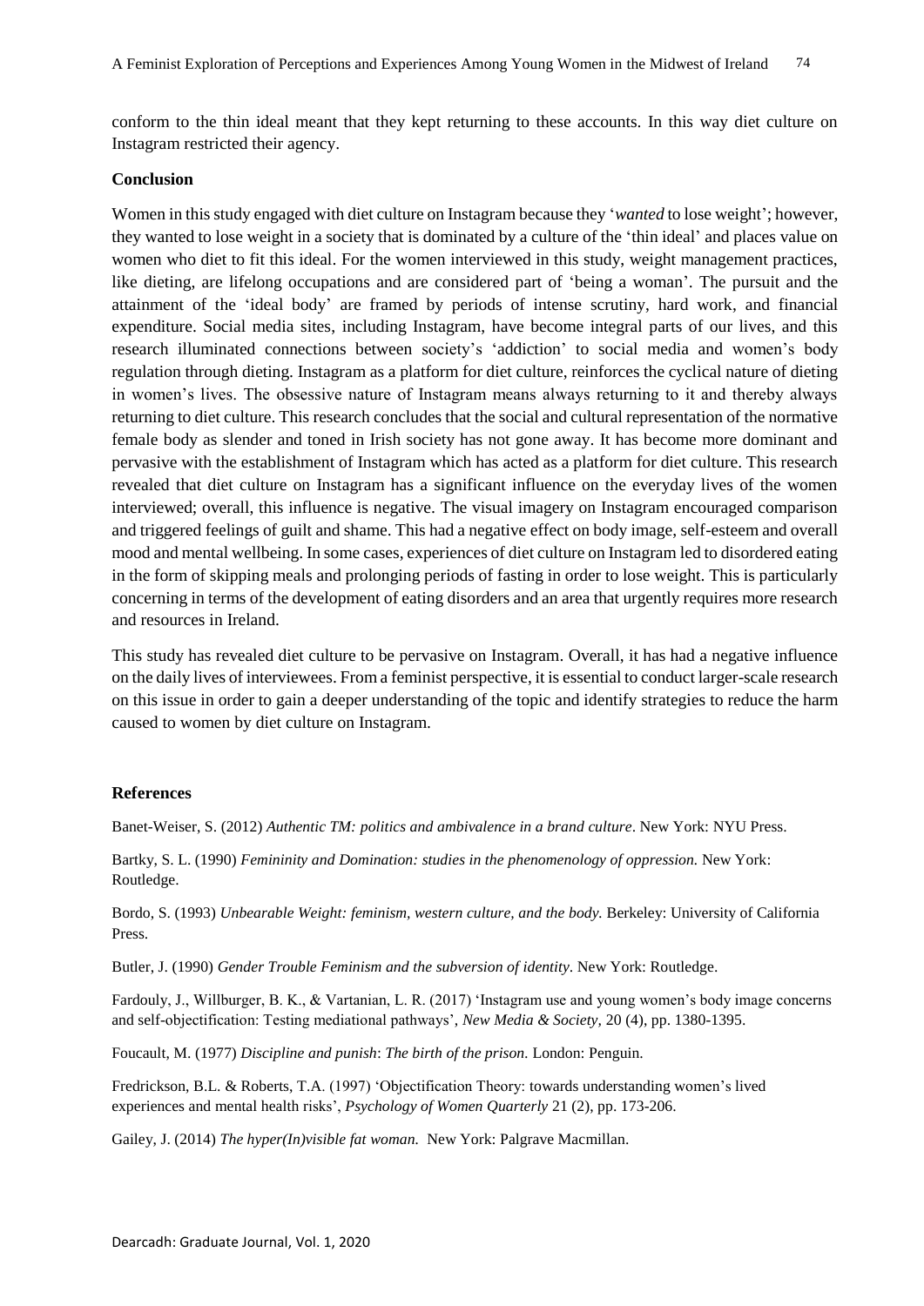conform to the thin ideal meant that they kept returning to these accounts. In this way diet culture on Instagram restricted their agency.

### Conclusion

Women in this study engaged with diet culture on Instagram because they '*wanted* to lose weight'; however, they wanted to lose weight in a society that is dominated by a culture of the 'thin ideal' and places value on women who diet to fit this ideal. For the women interviewed in this study, weight management practices, like dieting, are lifelong occupations and are considered part of 'being a woman'. The pursuit and the attainment of the 'ideal body' are framed by periods of intense scrutiny, hard work, and financial expenditure. Social media sites, including Instagram, have become integral parts of our lives, and this research illuminated connections between society's 'addiction' to social media and women's body regulation through dieting. Instagram as a platform for diet culture, reinforces the cyclical nature of dieting in women's lives. The obsessive nature of Instagram means always returning to it and thereby always returning to diet culture. This research concludes that the social and cultural representation of the normative female body as slender and toned in Irish society has not gone away. It has become more dominant and pervasive with the establishment of Instagram which has acted as a platform for diet culture. This research revealed that diet culture on Instagram has a significant influence on the everyday lives of the women interviewed; overall, this influence is negative. The visual imagery on Instagram encouraged comparison and triggered feelings of guilt and shame. This had a negative effect on body image, self-esteem and overall mood and mental wellbeing. In some cases, experiences of diet culture on Instagram led to disordered eating in the form of skipping meals and prolonging periods of fasting in order to lose weight. This is particularly concerning in terms of the development of eating disorders and an area that urgently requires more research and resources in Ireland.

This study has revealed diet culture to be pervasive on Instagram. Overall, it has had a negative influence on the daily lives of interviewees. From a feminist perspective, it is essential to conduct larger-scale research on this issue in order to gain a deeper understanding of the topic and identify strategies to reduce the harm caused to women by diet culture on Instagram.

### References

Banet-Weiser, S. (2012) *Authentic TM: politics and ambivalence in a brand culture*. New York: NYU Press.

Bartky, S. L. (1990) *Femininity and Domination: studies in the phenomenology of oppression.* New York: Routledge.

Bordo, S. (1993) *Unbearable Weight: feminism, western culture, and the body.* Berkeley: University of California Press.

Butler, J. (1990) *Gender Trouble Feminism and the subversion of identity*. New York: Routledge.

Fardouly, J., Willburger, B. K., & Vartanian, L. R. (2017) 'Instagram use and young women's body image concerns and self-objectification: Testing mediational pathways', *New Media & Society*, 20 (4), pp. 1380-1395.

Foucault, M. (1977) *Discipline and punish*: *The birth of the prison.* London: Penguin.

Fredrickson, B.L. & Roberts, T.A. (1997) 'Objectification Theory: towards understanding women's lived experiences and mental health risks', *Psychology of Women Quarterly* 21 (2), pp. 173-206.

Gailey, J. (2014) *The hyper(In)visible fat woman.* New York: Palgrave Macmillan.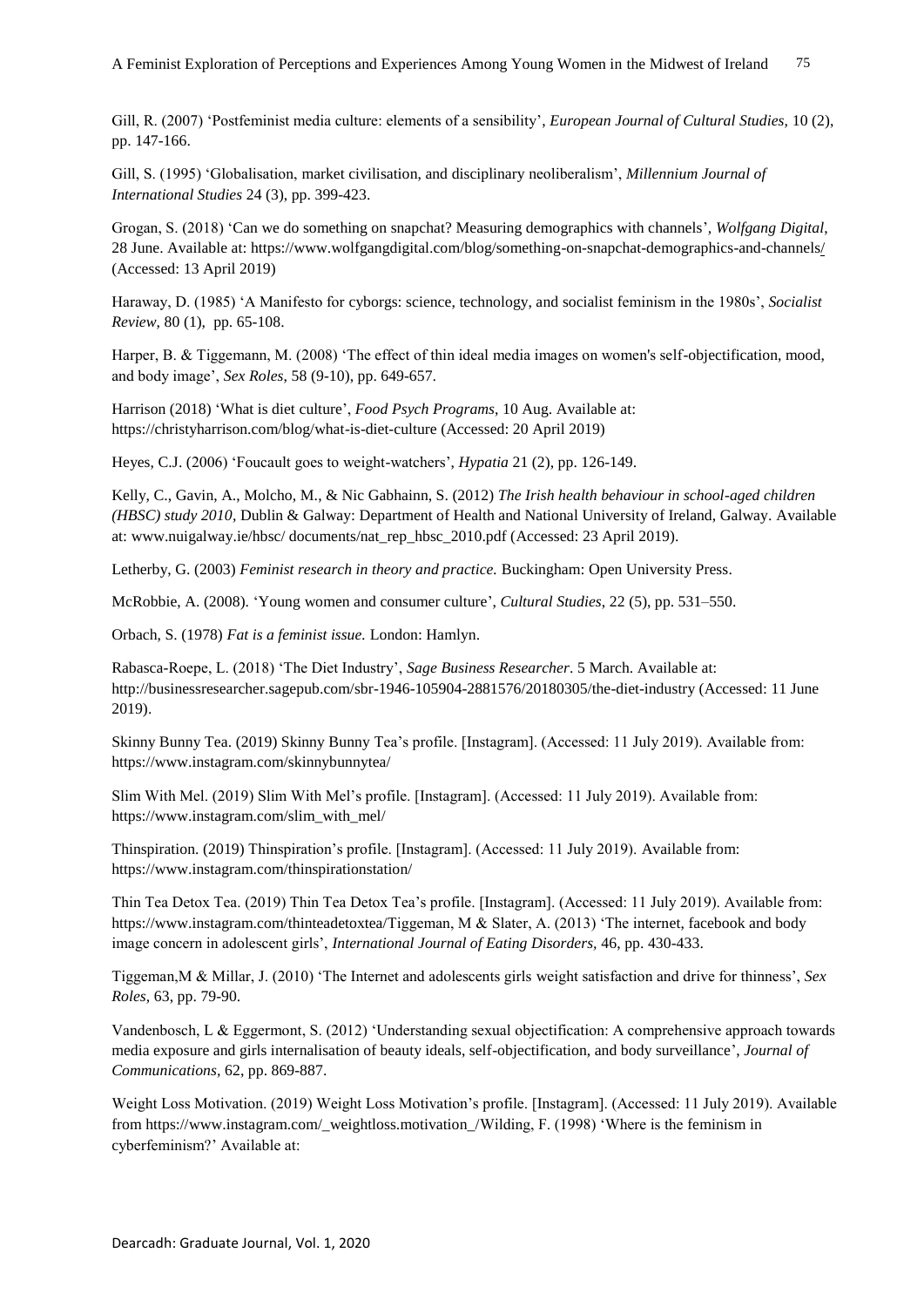Gill, R. (2007) 'Postfeminist media culture: elements of a sensibility', *European Journal of Cultural Studies,* 10 (2), pp. 147-166.

Gill, S. (1995) 'Globalisation, market civilisation, and disciplinary neoliberalism', *Millennium Journal of International Studies* 24 (3), pp. 399-423.

Grogan, S. (2018) 'Can we do something on snapchat? Measuring demographics with channels', *Wolfgang Digital*, 28 June. Available at: https://www.wolfgangdigital.com/blog/something-on-snapchat-demographics-and-channels/ (Accessed: 13 April 2019)

Haraway, D. (1985) 'A Manifesto for cyborgs: science, technology, and socialist feminism in the 1980s', *Socialist Review,* 80 (1), pp. 65-108.

Harper, B. & Tiggemann, M. (2008) 'The effect of thin ideal media images on women's self-objectification, mood, and body image', *Sex Roles*, 58 (9-10), pp. 649-657.

Harrison (2018) 'What is diet culture', *Food Psych Programs*, 10 Aug. Available at: https://christyharrison.com/blog/what-is-diet-culture (Accessed: 20 April 2019)

Heyes, C.J. (2006) 'Foucault goes to weight-watchers', *Hypatia* 21 (2), pp. 126-149.

Kelly, C., Gavin, A., Molcho, M., & Nic Gabhainn, S. (2012) *The Irish health behaviour in school-aged children (HBSC) study 2010*, Dublin & Galway: Department of Health and National University of Ireland, Galway. Available at: www.nuigalway.ie/hbsc/ documents/nat_rep_hbsc_2010.pdf (Accessed: 23 April 2019).

Letherby, G. (2003) *Feminist research in theory and practice.* Buckingham: Open University Press.

McRobbie, A. (2008). 'Young women and consumer culture', *Cultural Studies*, 22 (5), pp. 531–550.

Orbach, S. (1978) *Fat is a feminist issue.* London: Hamlyn.

Rabasca-Roepe, L. (2018) 'The Diet Industry', *Sage Business Researcher*. 5 March. Available at: http://businessresearcher.sagepub.com/sbr-1946-105904-2881576/20180305/the-diet-industry (Accessed: 11 June 2019).

Skinny Bunny Tea. (2019) Skinny Bunny Tea's profile. [Instagram]. (Accessed: 11 July 2019). Available from: https://www.instagram.com/skinnybunnytea/

Slim With Mel. (2019) Slim With Mel's profile. [Instagram]. (Accessed: 11 July 2019). Available from: https://www.instagram.com/slim_with_mel/

Thinspiration. (2019) Thinspiration's profile. [Instagram]. (Accessed: 11 July 2019). Available from: https://www.instagram.com/thinspirationstation/

Thin Tea Detox Tea. (2019) Thin Tea Detox Tea's profile. [Instagram]. (Accessed: 11 July 2019). Available from: https://www.instagram.com/thinteadetoxtea/Tiggeman, M & Slater, A. (2013) 'The internet, facebook and body image concern in adolescent girls', *International Journal of Eating Disorders*, 46, pp. 430-433.

Tiggeman,M & Millar, J. (2010) 'The Internet and adolescents girls weight satisfaction and drive for thinness', *Sex Roles,* 63, pp. 79-90.

Vandenbosch, L & Eggermont, S. (2012) 'Understanding sexual objectification: A comprehensive approach towards media exposure and girls internalisation of beauty ideals, self-objectification, and body surveillance', *Journal of Communications*, 62, pp. 869-887.

Weight Loss Motivation. (2019) Weight Loss Motivation's profile. [Instagram]. (Accessed: 11 July 2019). Available from https://www.instagram.com/_weightloss.motivation_/Wilding, F. (1998) 'Where is the feminism in cyberfeminism?' Available at: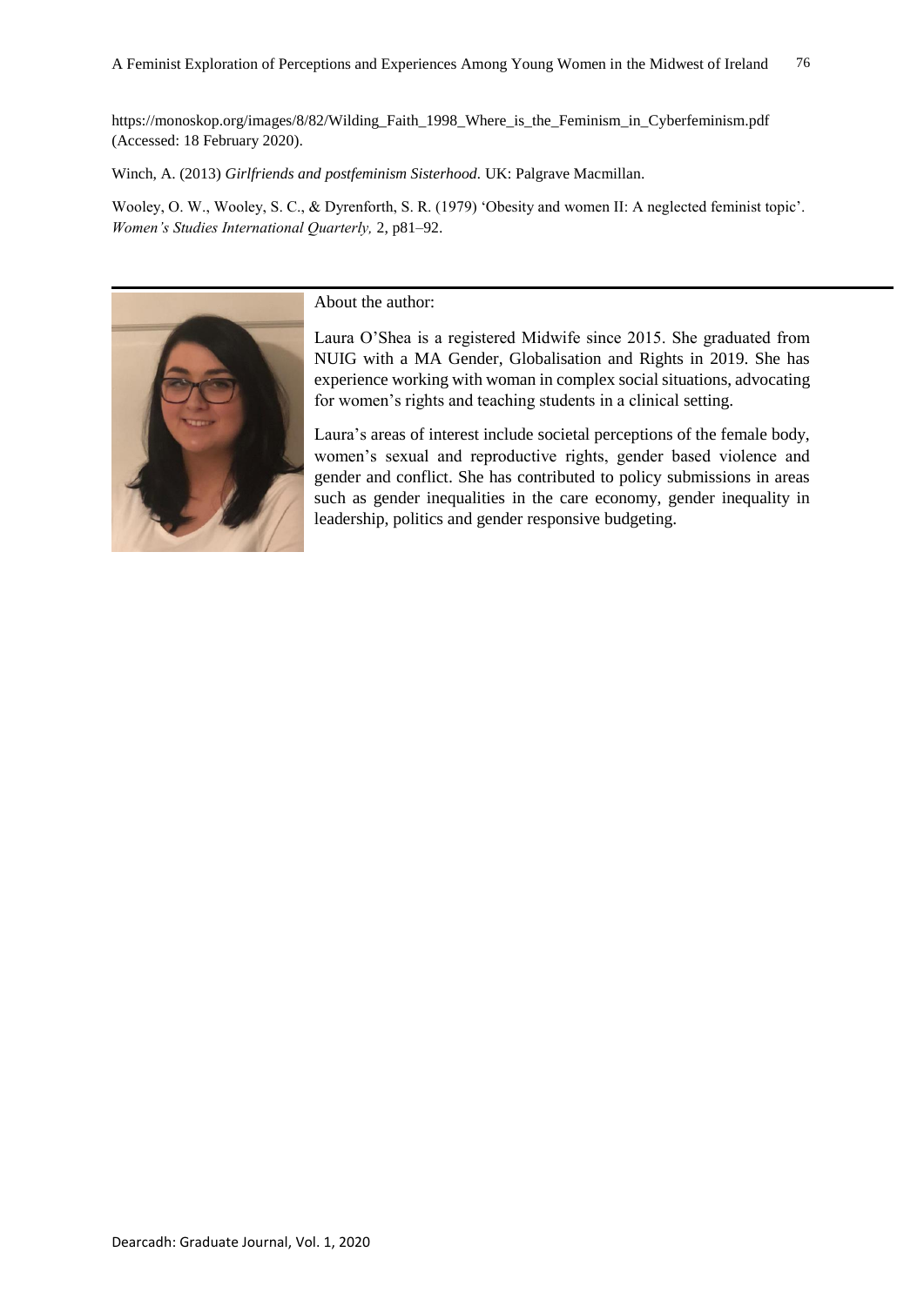https://monoskop.org/images/8/82/Wilding_Faith_1998_Where_is_the_Feminism_in_Cyberfeminism.pdf (Accessed: 18 February 2020).

Winch, A. (2013) *Girlfriends and postfeminism Sisterhood.* UK: Palgrave Macmillan.

Wooley, O. W., Wooley, S. C., & Dyrenforth, S. R. (1979) 'Obesity and women II: A neglected feminist topic'. *Women's Studies International Quarterly,* 2, p81–92.

---

About the author:

Laura O'Shea is a registered Midwife since 2015. She graduated from NUIG with a MA Gender, Globalisation and Rights in 2019. She has experience working with woman in complex social situations, advocating for women's rights and teaching students in a clinical setting.

Laura's areas of interest include societal perceptions of the female body, women's sexual and reproductive rights, gender based violence and gender and conflict. She has contributed to policy submissions in areas such as gender inequalities in the care economy, gender inequality in leadership, politics and gender responsive budgeting.